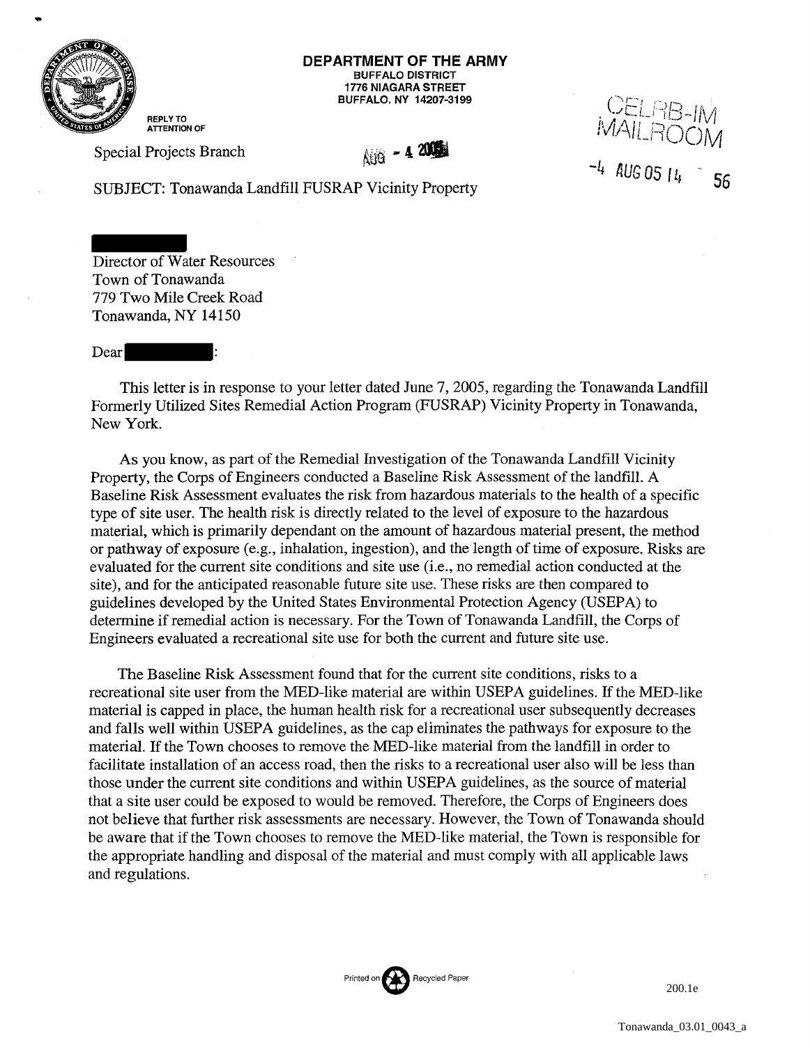**DEPARTMENT OF THE ARMY**
BUFFALO DISTRICT
1776 NIAGARA STREET
BUFFALO, NY 14207-3199

REPLY TO ATTENTION OF

CELRB-IM MAILROOM
-4 AUG 05 14 56

Special Projects Branch

AUG - 4 2005

SUBJECT: Tonawanda Landfill FUSRAP Vicinity Property

Director of Water Resources
Town of Tonawanda
779 Two Mile Creek Road
Tonawanda, NY 14150

Dear :

This letter is in response to your letter dated June 7, 2005, regarding the Tonawanda Landfill Formerly Utilized Sites Remedial Action Program (FUSRAP) Vicinity Property in Tonawanda, New York.

As you know, as part of the Remedial Investigation of the Tonawanda Landfill Vicinity Property, the Corps of Engineers conducted a Baseline Risk Assessment of the landfill. A Baseline Risk Assessment evaluates the risk from hazardous materials to the health of a specific type of site user. The health risk is directly related to the level of exposure to the hazardous material, which is primarily dependant on the amount of hazardous material present, the method or pathway of exposure (e.g., inhalation, ingestion), and the length of time of exposure. Risks are evaluated for the current site conditions and site use (i.e., no remedial action conducted at the site), and for the anticipated reasonable future site use. These risks are then compared to guidelines developed by the United States Environmental Protection Agency (USEPA) to determine if remedial action is necessary. For the Town of Tonawanda Landfill, the Corps of Engineers evaluated a recreational site use for both the current and future site use.

The Baseline Risk Assessment found that for the current site conditions, risks to a recreational site user from the MED-like material are within USEPA guidelines. If the MED-like material is capped in place, the human health risk for a recreational user subsequently decreases and falls well within USEPA guidelines, as the cap eliminates the pathways for exposure to the material. If the Town chooses to remove the MED-like material from the landfill in order to facilitate installation of an access road, then the risks to a recreational user also will be less than those under the current site conditions and within USEPA guidelines, as the source of material that a site user could be exposed to would be removed. Therefore, the Corps of Engineers does not believe that further risk assessments are necessary. However, the Town of Tonawanda should be aware that if the Town chooses to remove the MED-like material, the Town is responsible for the appropriate handling and disposal of the material and must comply with all applicable laws and regulations.

Printed on Recycled Paper

200.1e

Tonawanda_03.01_0043_a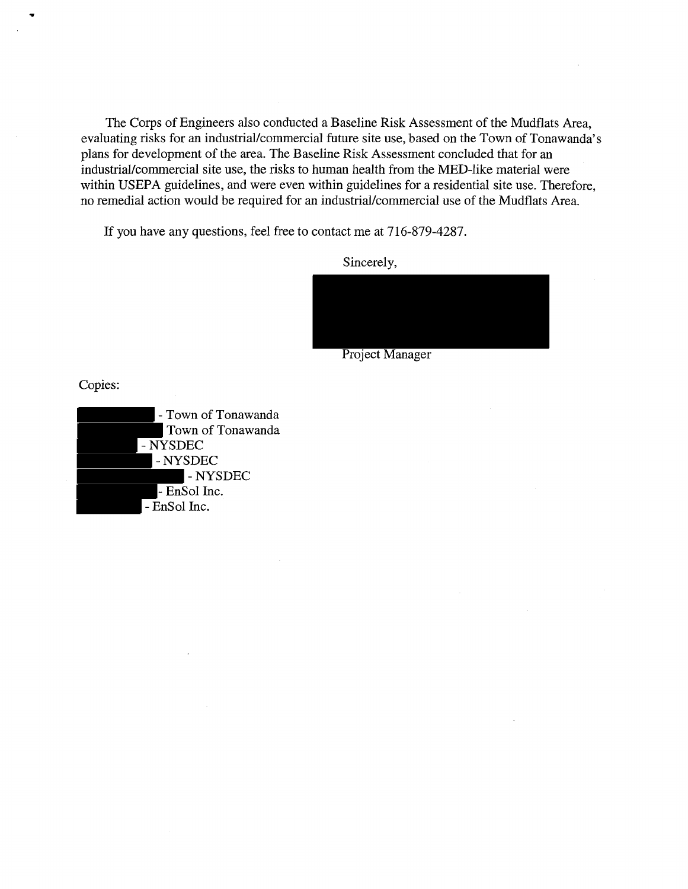The Corps of Engineers also conducted a Baseline Risk Assessment of the Mudflats Area, evaluating risks for an industrial/commercial future site use, based on the Town of Tonawanda's plans for development of the area. The Baseline Risk Assessment concluded that for an industrial/commercial site use, the risks to human health from the MED-like material were within USEPA guidelines, and were even within guidelines for a residential site use. Therefore, no remedial action would be required for an industrial/commercial use of the Mudflats Area.

If you have any questions, feel free to contact me at 716-879-4287.

Sincerely,

[REDACTED]

Project Manager

Copies:

[REDACTED] - Town of Tonawanda
[REDACTED] Town of Tonawanda
[REDACTED] - NYSDEC
[REDACTED] - NYSDEC
[REDACTED] - NYSDEC
[REDACTED] - EnSol Inc.
[REDACTED] - EnSol Inc.